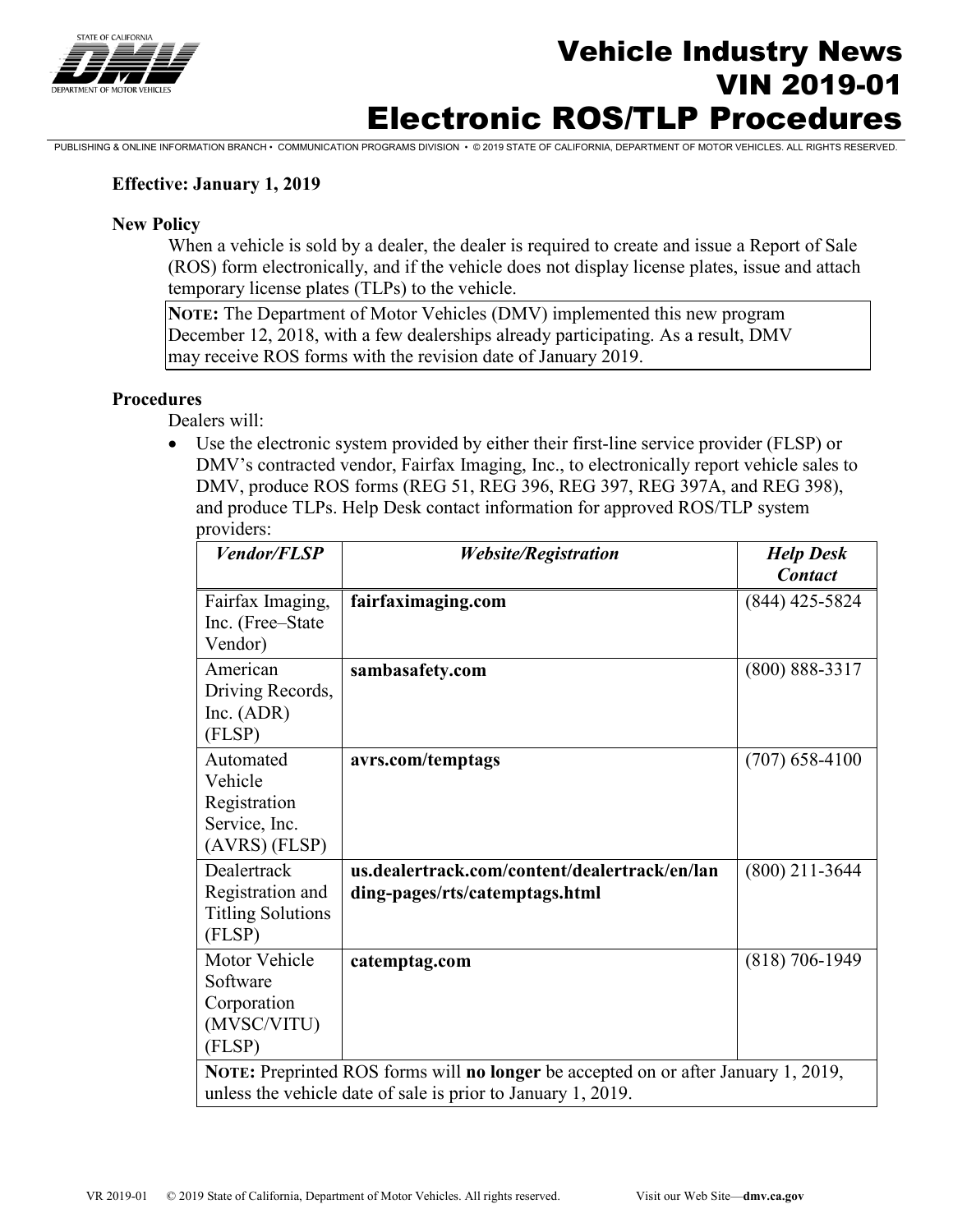# Vehicle Industry News
# VIN 2019-01
# Electronic ROS/TLP Procedures

PUBLISHING & ONLINE INFORMATION BRANCH • COMMUNICATION PROGRAMS DIVISION • © 2019 STATE OF CALIFORNIA, DEPARTMENT OF MOTOR VEHICLES. ALL RIGHTS RESERVED.

**Effective: January 1, 2019**

**New Policy**

When a vehicle is sold by a dealer, the dealer is required to create and issue a Report of Sale (ROS) form electronically, and if the vehicle does not display license plates, issue and attach temporary license plates (TLPs) to the vehicle.

> **NOTE:** The Department of Motor Vehicles (DMV) implemented this new program December 12, 2018, with a few dealerships already participating. As a result, DMV may receive ROS forms with the revision date of January 2019.

**Procedures**

Dealers will:

- Use the electronic system provided by either their first-line service provider (FLSP) or DMV's contracted vendor, Fairfax Imaging, Inc., to electronically report vehicle sales to DMV, produce ROS forms (REG 51, REG 396, REG 397, REG 397A, and REG 398), and produce TLPs. Help Desk contact information for approved ROS/TLP system providers:

| *Vendor/FLSP* | *Website/Registration* | *Help Desk Contact* |
|---|---|---|
| Fairfax Imaging, Inc. (Free–State Vendor) | **fairfaximaging.com** | (844) 425-5824 |
| American Driving Records, Inc. (ADR) (FLSP) | **sambasafety.com** | (800) 888-3317 |
| Automated Vehicle Registration Service, Inc. (AVRS) (FLSP) | **avrs.com/temptags** | (707) 658-4100 |
| Dealertrack Registration and Titling Solutions (FLSP) | **us.dealertrack.com/content/dealertrack/en/landing-pages/rts/catemptags.html** | (800) 211-3644 |
| Motor Vehicle Software Corporation (MVSC/VITU) (FLSP) | **catemptag.com** | (818) 706-1949 |
| **NOTE:** Preprinted ROS forms will **no longer** be accepted on or after January 1, 2019, unless the vehicle date of sale is prior to January 1, 2019. | | |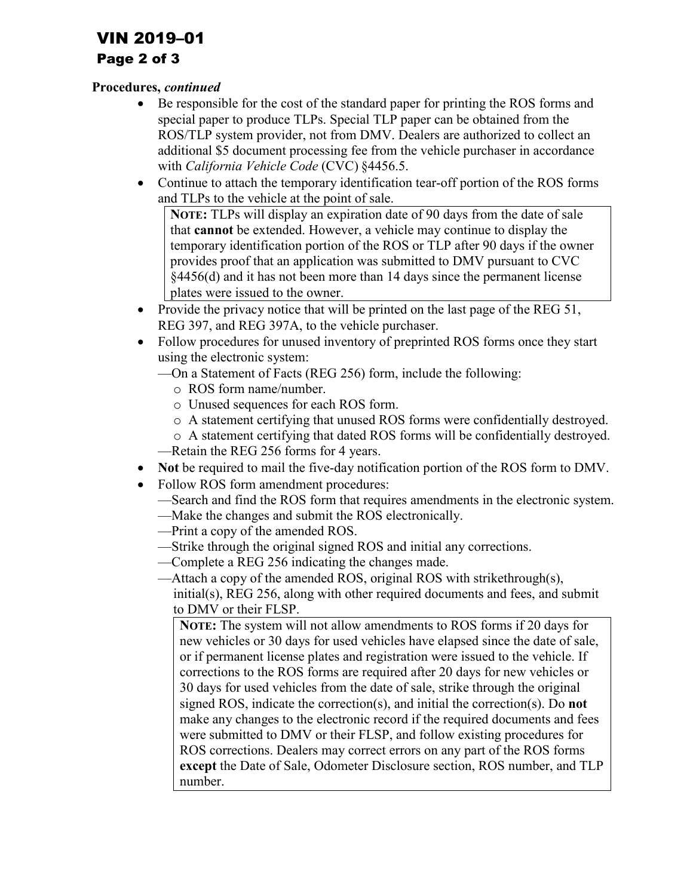**Procedures, *continued***

- Be responsible for the cost of the standard paper for printing the ROS forms and special paper to produce TLPs. Special TLP paper can be obtained from the ROS/TLP system provider, not from DMV. Dealers are authorized to collect an additional $5 document processing fee from the vehicle purchaser in accordance with *California Vehicle Code* (CVC) §4456.5.
- Continue to attach the temporary identification tear-off portion of the ROS forms and TLPs to the vehicle at the point of sale.

  > **NOTE:** TLPs will display an expiration date of 90 days from the date of sale that **cannot** be extended. However, a vehicle may continue to display the temporary identification portion of the ROS or TLP after 90 days if the owner provides proof that an application was submitted to DMV pursuant to CVC §4456(d) and it has not been more than 14 days since the permanent license plates were issued to the owner.

- Provide the privacy notice that will be printed on the last page of the REG 51, REG 397, and REG 397A, to the vehicle purchaser.
- Follow procedures for unused inventory of preprinted ROS forms once they start using the electronic system:
  - —On a Statement of Facts (REG 256) form, include the following:
    - ROS form name/number.
    - Unused sequences for each ROS form.
    - A statement certifying that unused ROS forms were confidentially destroyed.
    - A statement certifying that dated ROS forms will be confidentially destroyed.
  - —Retain the REG 256 forms for 4 years.
- **Not** be required to mail the five-day notification portion of the ROS form to DMV.
- Follow ROS form amendment procedures:
  - —Search and find the ROS form that requires amendments in the electronic system.
  - —Make the changes and submit the ROS electronically.
  - —Print a copy of the amended ROS.
  - —Strike through the original signed ROS and initial any corrections.
  - —Complete a REG 256 indicating the changes made.
  - —Attach a copy of the amended ROS, original ROS with strikethrough(s), initial(s), REG 256, along with other required documents and fees, and submit to DMV or their FLSP.

  > **NOTE:** The system will not allow amendments to ROS forms if 20 days for new vehicles or 30 days for used vehicles have elapsed since the date of sale, or if permanent license plates and registration were issued to the vehicle. If corrections to the ROS forms are required after 20 days for new vehicles or 30 days for used vehicles from the date of sale, strike through the original signed ROS, indicate the correction(s), and initial the correction(s). Do **not** make any changes to the electronic record if the required documents and fees were submitted to DMV or their FLSP, and follow existing procedures for ROS corrections. Dealers may correct errors on any part of the ROS forms **except** the Date of Sale, Odometer Disclosure section, ROS number, and TLP number.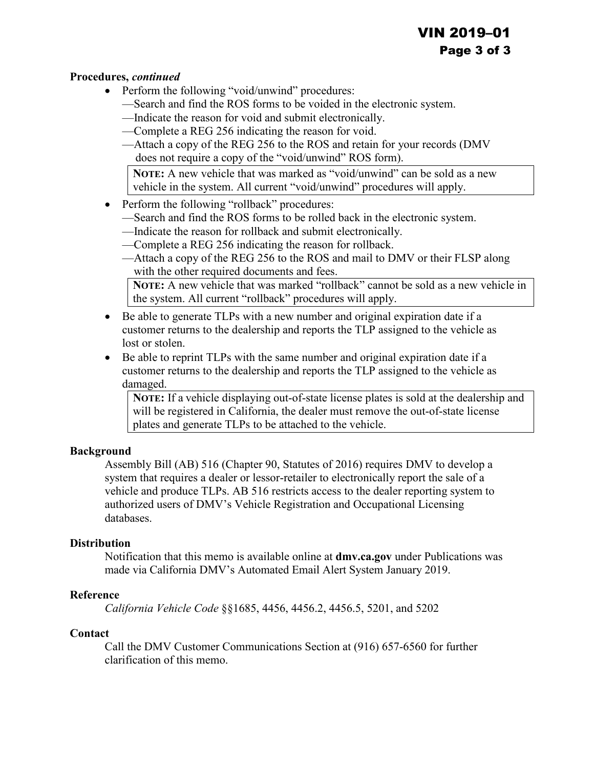**Procedures,** ***continued***

- Perform the following "void/unwind" procedures:
  —Search and find the ROS forms to be voided in the electronic system.
  —Indicate the reason for void and submit electronically.
  —Complete a REG 256 indicating the reason for void.
  —Attach a copy of the REG 256 to the ROS and retain for your records (DMV does not require a copy of the "void/unwind" ROS form).

  > **NOTE:** A new vehicle that was marked as "void/unwind" can be sold as a new vehicle in the system. All current "void/unwind" procedures will apply.

- Perform the following "rollback" procedures:
  —Search and find the ROS forms to be rolled back in the electronic system.
  —Indicate the reason for rollback and submit electronically.
  —Complete a REG 256 indicating the reason for rollback.
  —Attach a copy of the REG 256 to the ROS and mail to DMV or their FLSP along with the other required documents and fees.

  > **NOTE:** A new vehicle that was marked "rollback" cannot be sold as a new vehicle in the system. All current "rollback" procedures will apply.

- Be able to generate TLPs with a new number and original expiration date if a customer returns to the dealership and reports the TLP assigned to the vehicle as lost or stolen.
- Be able to reprint TLPs with the same number and original expiration date if a customer returns to the dealership and reports the TLP assigned to the vehicle as damaged.

  > **NOTE:** If a vehicle displaying out-of-state license plates is sold at the dealership and will be registered in California, the dealer must remove the out-of-state license plates and generate TLPs to be attached to the vehicle.

**Background**

Assembly Bill (AB) 516 (Chapter 90, Statutes of 2016) requires DMV to develop a system that requires a dealer or lessor-retailer to electronically report the sale of a vehicle and produce TLPs. AB 516 restricts access to the dealer reporting system to authorized users of DMV's Vehicle Registration and Occupational Licensing databases.

**Distribution**

Notification that this memo is available online at **dmv.ca.gov** under Publications was made via California DMV's Automated Email Alert System January 2019.

**Reference**

*California Vehicle Code* §§1685, 4456, 4456.2, 4456.5, 5201, and 5202

**Contact**

Call the DMV Customer Communications Section at (916) 657-6560 for further clarification of this memo.